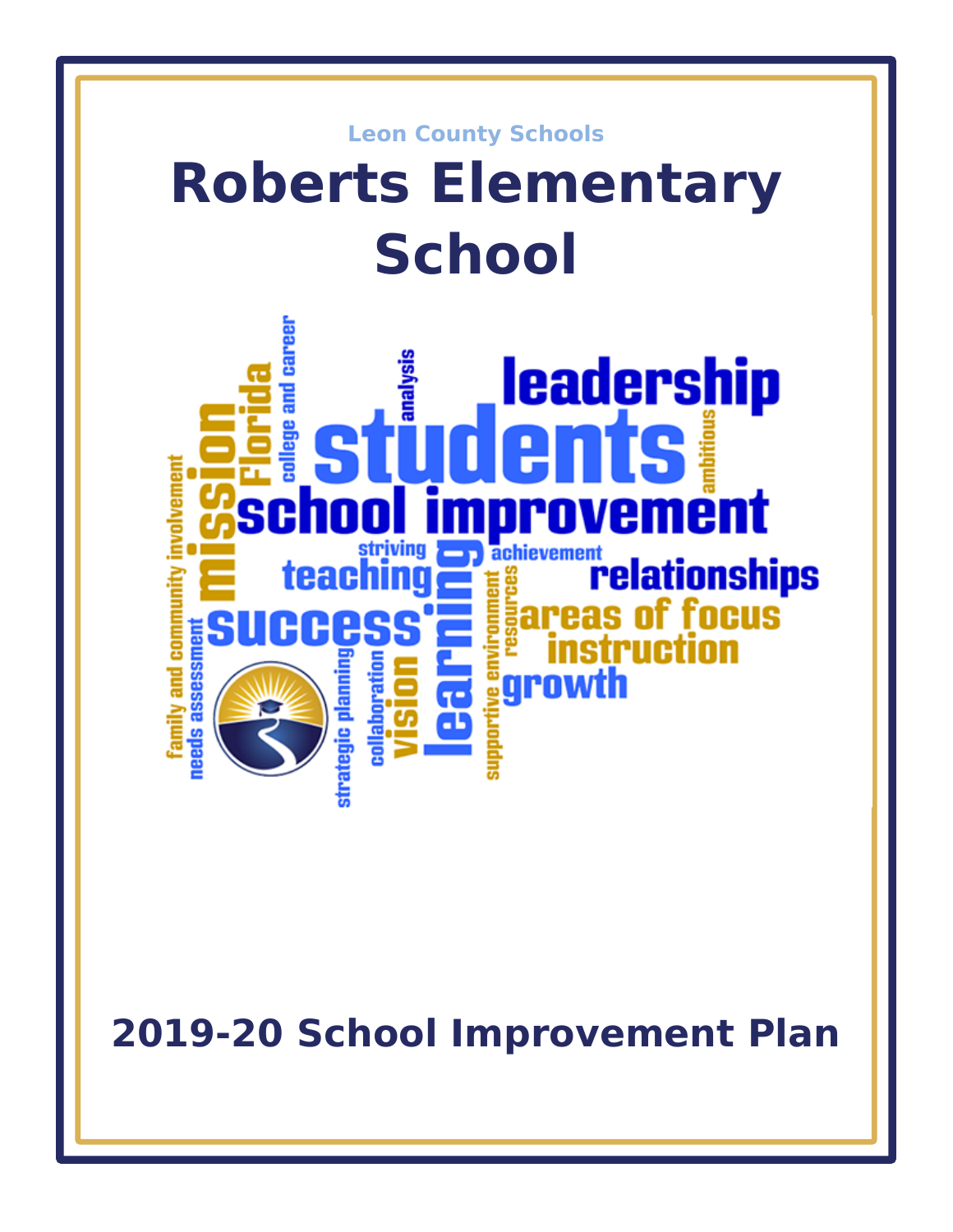Leon County Schools

# Roberts Elementary School

## 2019-20 School Improvement Plan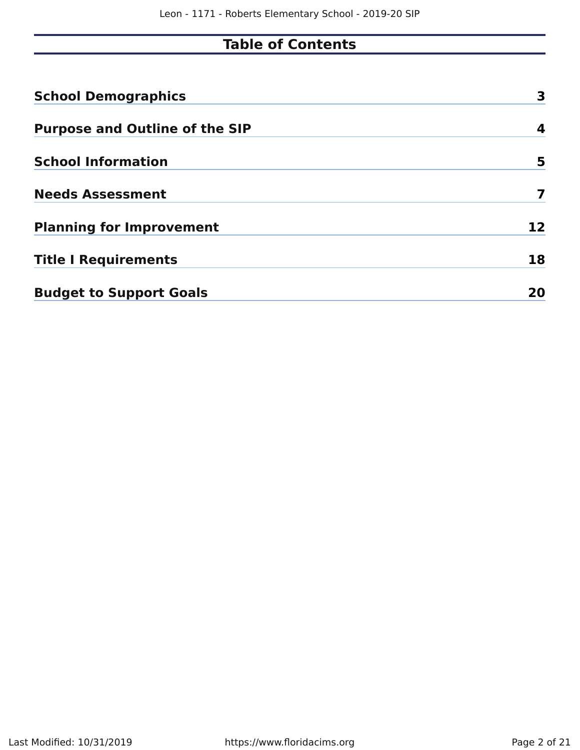# Table of Contents

| | |
|---|---|
| **School Demographics** | **3** |
| **Purpose and Outline of the SIP** | **4** |
| **School Information** | **5** |
| **Needs Assessment** | **7** |
| **Planning for Improvement** | **12** |
| **Title I Requirements** | **18** |
| **Budget to Support Goals** | **20** |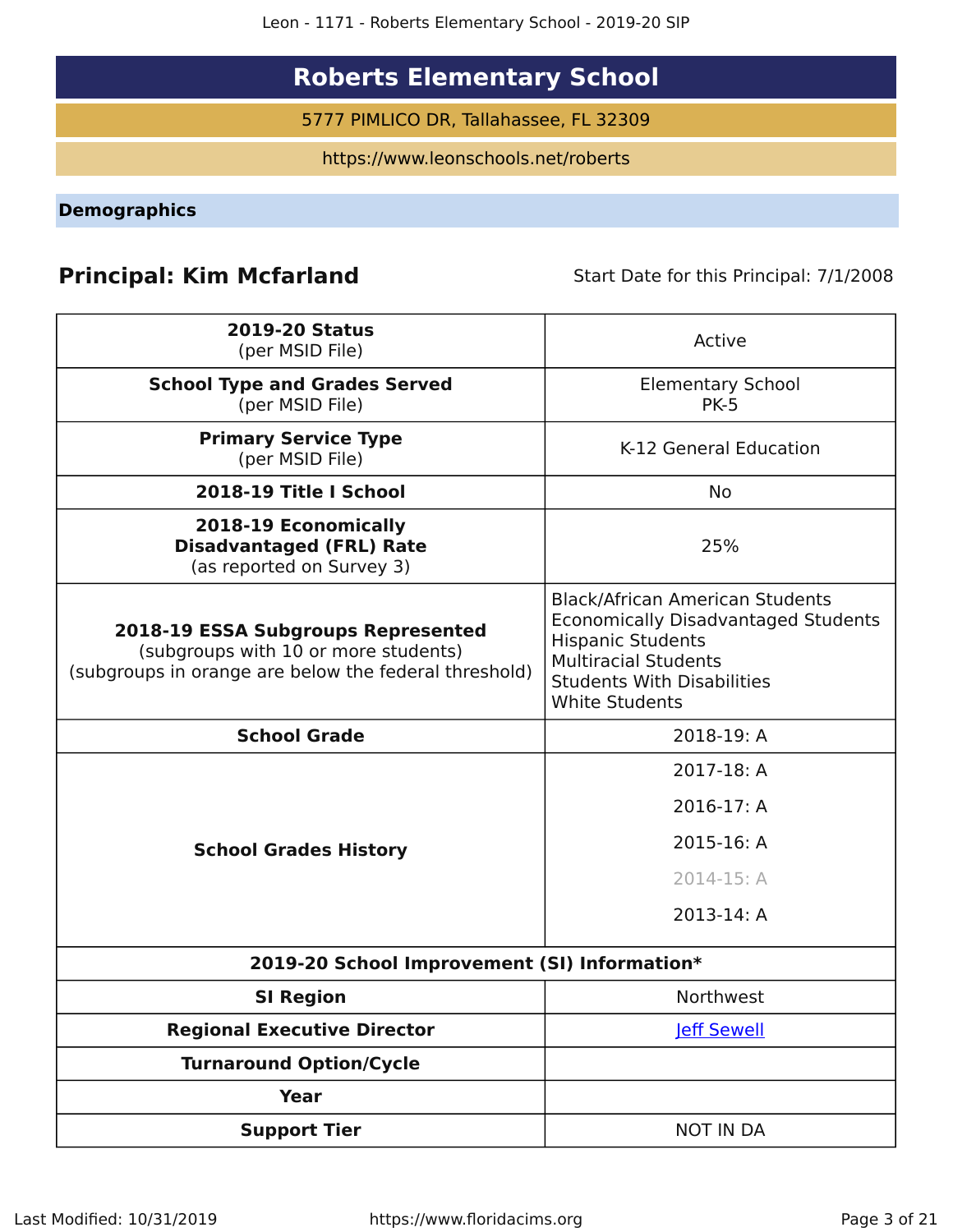# Roberts Elementary School

5777 PIMLICO DR, Tallahassee, FL 32309

https://www.leonschools.net/roberts

## Demographics

**Principal: Kim Mcfarland** Start Date for this Principal: 7/1/2008

| | |
|---|---|
| **2019-20 Status** (per MSID File) | Active |
| **School Type and Grades Served** (per MSID File) | Elementary School PK-5 |
| **Primary Service Type** (per MSID File) | K-12 General Education |
| **2018-19 Title I School** | No |
| **2018-19 Economically Disadvantaged (FRL) Rate** (as reported on Survey 3) | 25% |
| **2018-19 ESSA Subgroups Represented** (subgroups with 10 or more students) (subgroups in orange are below the federal threshold) | Black/African American Students<br>Economically Disadvantaged Students<br>Hispanic Students<br>Multiracial Students<br>Students With Disabilities<br>White Students |
| **School Grade** | 2018-19: A |
| **School Grades History** | 2017-18: A<br>2016-17: A<br>2015-16: A<br>2014-15: A<br>2013-14: A |
| **2019-20 School Improvement (SI) Information*** | |
| **SI Region** | Northwest |
| **Regional Executive Director** | Jeff Sewell |
| **Turnaround Option/Cycle** | |
| **Year** | |
| **Support Tier** | NOT IN DA |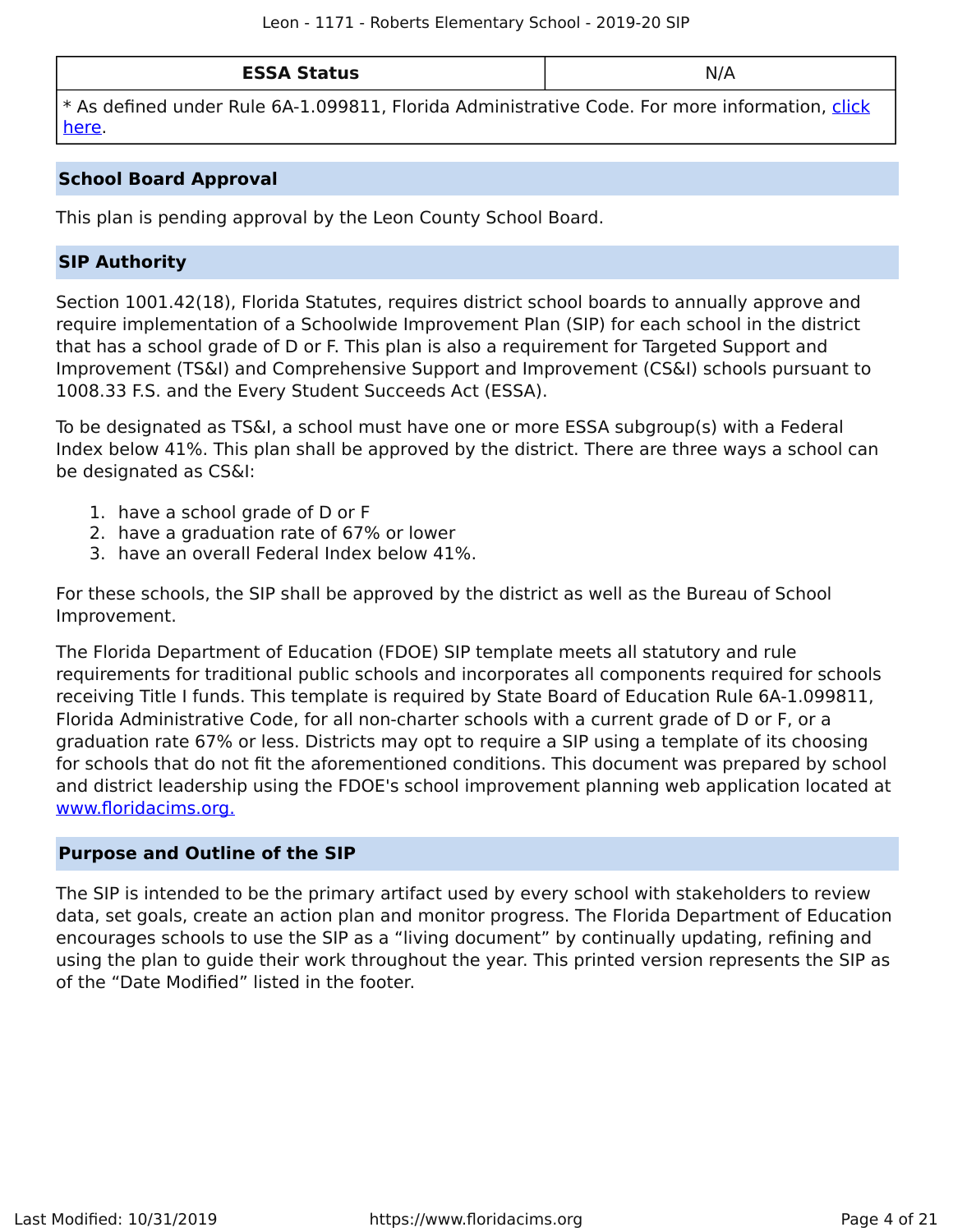| ESSA Status | N/A |
| --- | --- |
| * As defined under Rule 6A-1.099811, Florida Administrative Code. For more information, [click here](). | |

## School Board Approval

This plan is pending approval by the Leon County School Board.

## SIP Authority

Section 1001.42(18), Florida Statutes, requires district school boards to annually approve and require implementation of a Schoolwide Improvement Plan (SIP) for each school in the district that has a school grade of D or F. This plan is also a requirement for Targeted Support and Improvement (TS&I) and Comprehensive Support and Improvement (CS&I) schools pursuant to 1008.33 F.S. and the Every Student Succeeds Act (ESSA).

To be designated as TS&I, a school must have one or more ESSA subgroup(s) with a Federal Index below 41%. This plan shall be approved by the district. There are three ways a school can be designated as CS&I:

1. have a school grade of D or F
2. have a graduation rate of 67% or lower
3. have an overall Federal Index below 41%.

For these schools, the SIP shall be approved by the district as well as the Bureau of School Improvement.

The Florida Department of Education (FDOE) SIP template meets all statutory and rule requirements for traditional public schools and incorporates all components required for schools receiving Title I funds. This template is required by State Board of Education Rule 6A-1.099811, Florida Administrative Code, for all non-charter schools with a current grade of D or F, or a graduation rate 67% or less. Districts may opt to require a SIP using a template of its choosing for schools that do not fit the aforementioned conditions. This document was prepared by school and district leadership using the FDOE's school improvement planning web application located at [www.floridacims.org.](https://www.floridacims.org)

## Purpose and Outline of the SIP

The SIP is intended to be the primary artifact used by every school with stakeholders to review data, set goals, create an action plan and monitor progress. The Florida Department of Education encourages schools to use the SIP as a “living document” by continually updating, refining and using the plan to guide their work throughout the year. This printed version represents the SIP as of the “Date Modified” listed in the footer.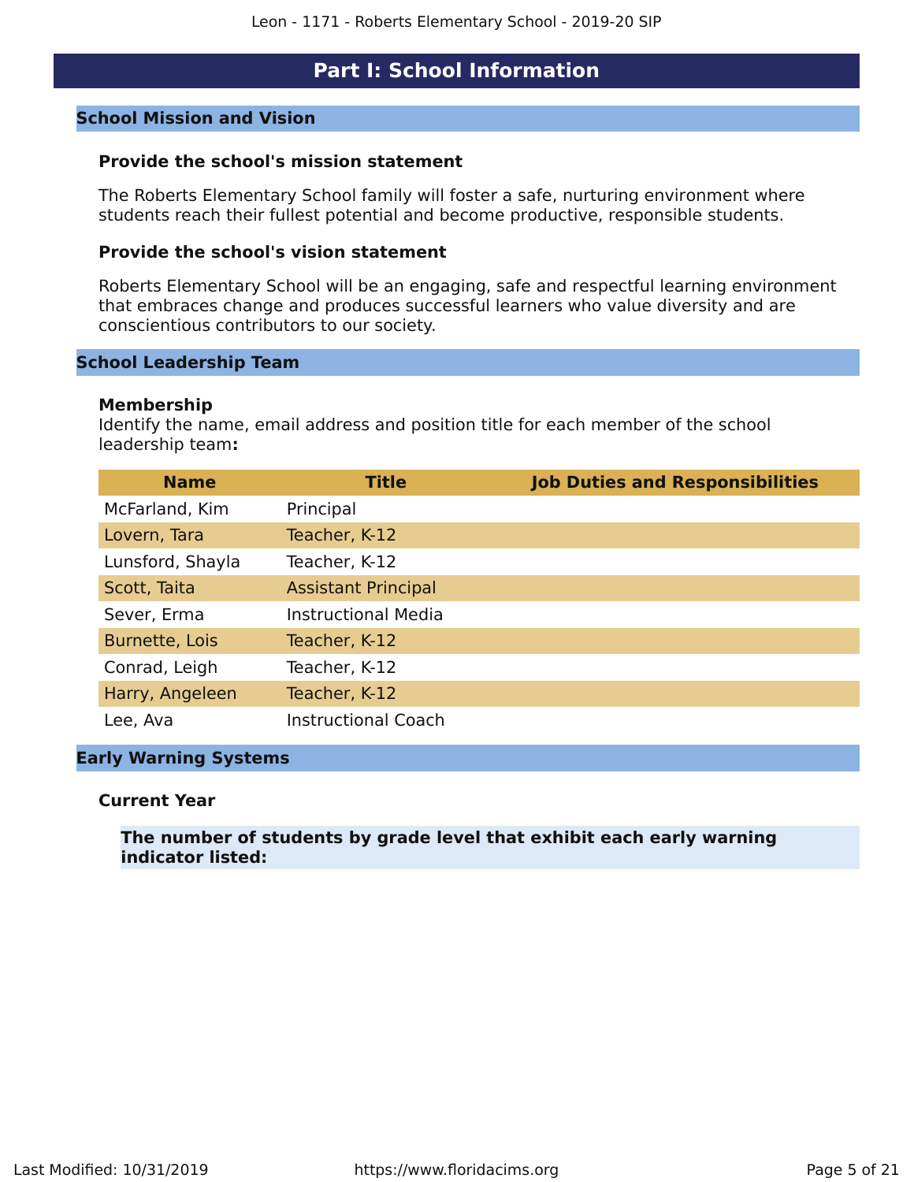# Part I: School Information

## School Mission and Vision

### Provide the school's mission statement

The Roberts Elementary School family will foster a safe, nurturing environment where students reach their fullest potential and become productive, responsible students.

### Provide the school's vision statement

Roberts Elementary School will be an engaging, safe and respectful learning environment that embraces change and produces successful learners who value diversity and are conscientious contributors to our society.

## School Leadership Team

### Membership

Identify the name, email address and position title for each member of the school leadership team**:**

| Name | Title | Job Duties and Responsibilities |
|---|---|---|
| McFarland, Kim | Principal | |
| Lovern, Tara | Teacher, K-12 | |
| Lunsford, Shayla | Teacher, K-12 | |
| Scott, Taita | Assistant Principal | |
| Sever, Erma | Instructional Media | |
| Burnette, Lois | Teacher, K-12 | |
| Conrad, Leigh | Teacher, K-12 | |
| Harry, Angeleen | Teacher, K-12 | |
| Lee, Ava | Instructional Coach | |

## Early Warning Systems

### Current Year

**The number of students by grade level that exhibit each early warning indicator listed:**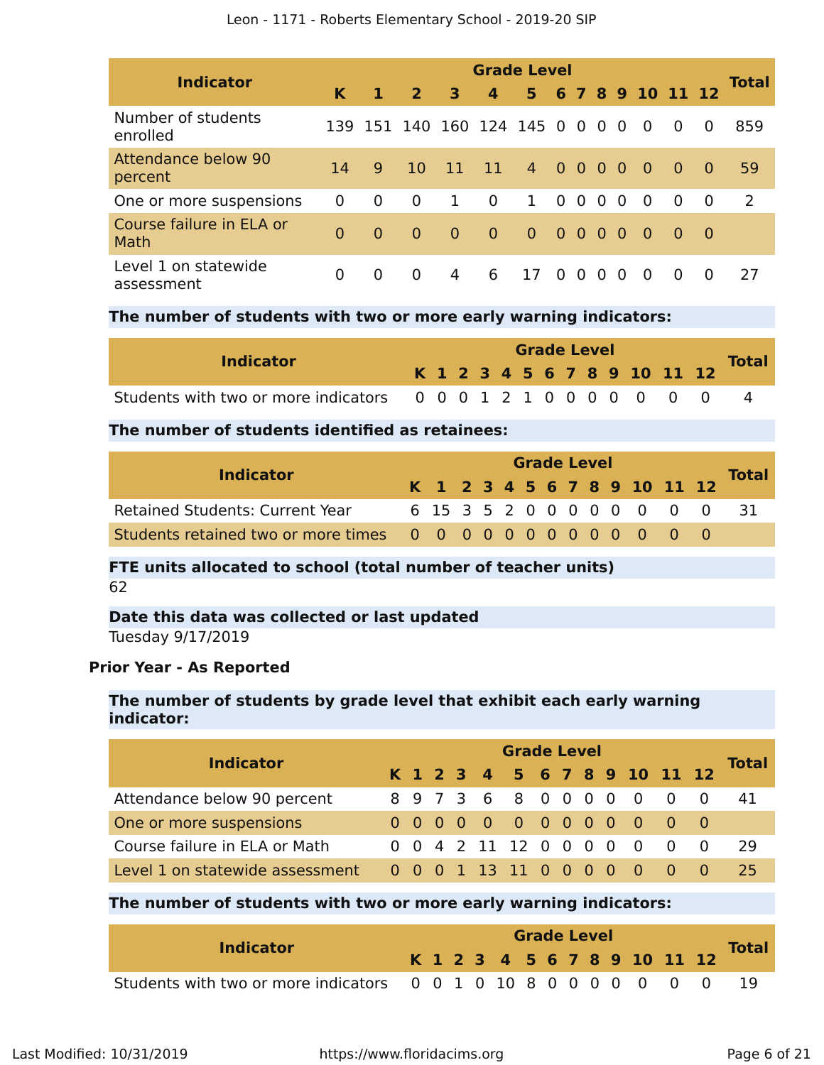| Indicator | Grade Level | | | | | | | | | | | | | Total |
|---|---|---|---|---|---|---|---|---|---|---|---|---|---|---|
| | K | 1 | 2 | 3 | 4 | 5 | 6 | 7 | 8 | 9 | 10 | 11 | 12 | |
| Number of students enrolled | 139 | 151 | 140 | 160 | 124 | 145 | 0 | 0 | 0 | 0 | 0 | 0 | 0 | 859 |
| Attendance below 90 percent | 14 | 9 | 10 | 11 | 11 | 4 | 0 | 0 | 0 | 0 | 0 | 0 | 0 | 59 |
| One or more suspensions | 0 | 0 | 0 | 1 | 0 | 1 | 0 | 0 | 0 | 0 | 0 | 0 | 0 | 2 |
| Course failure in ELA or Math | 0 | 0 | 0 | 0 | 0 | 0 | 0 | 0 | 0 | 0 | 0 | 0 | 0 | |
| Level 1 on statewide assessment | 0 | 0 | 0 | 4 | 6 | 17 | 0 | 0 | 0 | 0 | 0 | 0 | 0 | 27 |

**The number of students with two or more early warning indicators:**

| Indicator | Grade Level | | | | | | | | | | | | | Total |
|---|---|---|---|---|---|---|---|---|---|---|---|---|---|---|
| | K | 1 | 2 | 3 | 4 | 5 | 6 | 7 | 8 | 9 | 10 | 11 | 12 | |
| Students with two or more indicators | 0 | 0 | 0 | 1 | 2 | 1 | 0 | 0 | 0 | 0 | 0 | 0 | 0 | 4 |

**The number of students identified as retainees:**

| Indicator | Grade Level | | | | | | | | | | | | | Total |
|---|---|---|---|---|---|---|---|---|---|---|---|---|---|---|
| | K | 1 | 2 | 3 | 4 | 5 | 6 | 7 | 8 | 9 | 10 | 11 | 12 | |
| Retained Students: Current Year | 6 | 15 | 3 | 5 | 2 | 0 | 0 | 0 | 0 | 0 | 0 | 0 | 0 | 31 |
| Students retained two or more times | 0 | 0 | 0 | 0 | 0 | 0 | 0 | 0 | 0 | 0 | 0 | 0 | 0 | |

**FTE units allocated to school (total number of teacher units)**

62

**Date this data was collected or last updated**

Tuesday 9/17/2019

**Prior Year - As Reported**

**The number of students by grade level that exhibit each early warning indicator:**

| Indicator | Grade Level | | | | | | | | | | | | | Total |
|---|---|---|---|---|---|---|---|---|---|---|---|---|---|---|
| | K | 1 | 2 | 3 | 4 | 5 | 6 | 7 | 8 | 9 | 10 | 11 | 12 | |
| Attendance below 90 percent | 8 | 9 | 7 | 3 | 6 | 8 | 0 | 0 | 0 | 0 | 0 | 0 | 0 | 41 |
| One or more suspensions | 0 | 0 | 0 | 0 | 0 | 0 | 0 | 0 | 0 | 0 | 0 | 0 | 0 | |
| Course failure in ELA or Math | 0 | 0 | 4 | 2 | 11 | 12 | 0 | 0 | 0 | 0 | 0 | 0 | 0 | 29 |
| Level 1 on statewide assessment | 0 | 0 | 0 | 1 | 13 | 11 | 0 | 0 | 0 | 0 | 0 | 0 | 0 | 25 |

**The number of students with two or more early warning indicators:**

| Indicator | Grade Level | | | | | | | | | | | | | Total |
|---|---|---|---|---|---|---|---|---|---|---|---|---|---|---|
| | K | 1 | 2 | 3 | 4 | 5 | 6 | 7 | 8 | 9 | 10 | 11 | 12 | |
| Students with two or more indicators | 0 | 0 | 1 | 0 | 10 | 8 | 0 | 0 | 0 | 0 | 0 | 0 | 0 | 19 |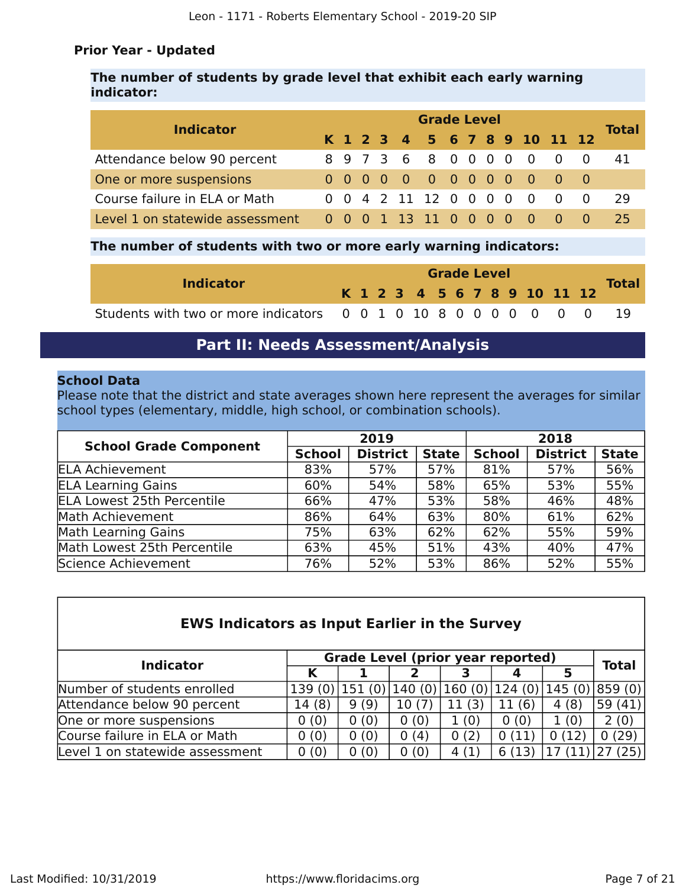### Prior Year - Updated

**The number of students by grade level that exhibit each early warning indicator:**

| Indicator | Grade Level | | | | | | | | | | | | | Total |
|---|---|---|---|---|---|---|---|---|---|---|---|---|---|---|
| | K | 1 | 2 | 3 | 4 | 5 | 6 | 7 | 8 | 9 | 10 | 11 | 12 | |
| Attendance below 90 percent | 8 | 9 | 7 | 3 | 6 | 8 | 0 | 0 | 0 | 0 | 0 | 0 | 0 | 41 |
| One or more suspensions | 0 | 0 | 0 | 0 | 0 | 0 | 0 | 0 | 0 | 0 | 0 | 0 | 0 | |
| Course failure in ELA or Math | 0 | 0 | 4 | 2 | 11 | 12 | 0 | 0 | 0 | 0 | 0 | 0 | 0 | 29 |
| Level 1 on statewide assessment | 0 | 0 | 0 | 1 | 13 | 11 | 0 | 0 | 0 | 0 | 0 | 0 | 0 | 25 |

**The number of students with two or more early warning indicators:**

| Indicator | Grade Level | | | | | | | | | | | | | Total |
|---|---|---|---|---|---|---|---|---|---|---|---|---|---|---|
| | K | 1 | 2 | 3 | 4 | 5 | 6 | 7 | 8 | 9 | 10 | 11 | 12 | |
| Students with two or more indicators | 0 | 0 | 1 | 0 | 10 | 8 | 0 | 0 | 0 | 0 | 0 | 0 | 0 | 19 |

## Part II: Needs Assessment/Analysis

**School Data**

Please note that the district and state averages shown here represent the averages for similar school types (elementary, middle, high school, or combination schools).

| School Grade Component | 2019 | | | 2018 | | |
|---|---|---|---|---|---|---|
| | School | District | State | School | District | State |
| ELA Achievement | 83% | 57% | 57% | 81% | 57% | 56% |
| ELA Learning Gains | 60% | 54% | 58% | 65% | 53% | 55% |
| ELA Lowest 25th Percentile | 66% | 47% | 53% | 58% | 46% | 48% |
| Math Achievement | 86% | 64% | 63% | 80% | 61% | 62% |
| Math Learning Gains | 75% | 63% | 62% | 62% | 55% | 59% |
| Math Lowest 25th Percentile | 63% | 45% | 51% | 43% | 40% | 47% |
| Science Achievement | 76% | 52% | 53% | 86% | 52% | 55% |

**EWS Indicators as Input Earlier in the Survey**

| Indicator | Grade Level (prior year reported) | | | | | | Total |
|---|---|---|---|---|---|---|---|
| | K | 1 | 2 | 3 | 4 | 5 | |
| Number of students enrolled | 139 (0) | 151 (0) | 140 (0) | 160 (0) | 124 (0) | 145 (0) | 859 (0) |
| Attendance below 90 percent | 14 (8) | 9 (9) | 10 (7) | 11 (3) | 11 (6) | 4 (8) | 59 (41) |
| One or more suspensions | 0 (0) | 0 (0) | 0 (0) | 1 (0) | 0 (0) | 1 (0) | 2 (0) |
| Course failure in ELA or Math | 0 (0) | 0 (0) | 0 (4) | 0 (2) | 0 (11) | 0 (12) | 0 (29) |
| Level 1 on statewide assessment | 0 (0) | 0 (0) | 0 (0) | 4 (1) | 6 (13) | 17 (11) | 27 (25) |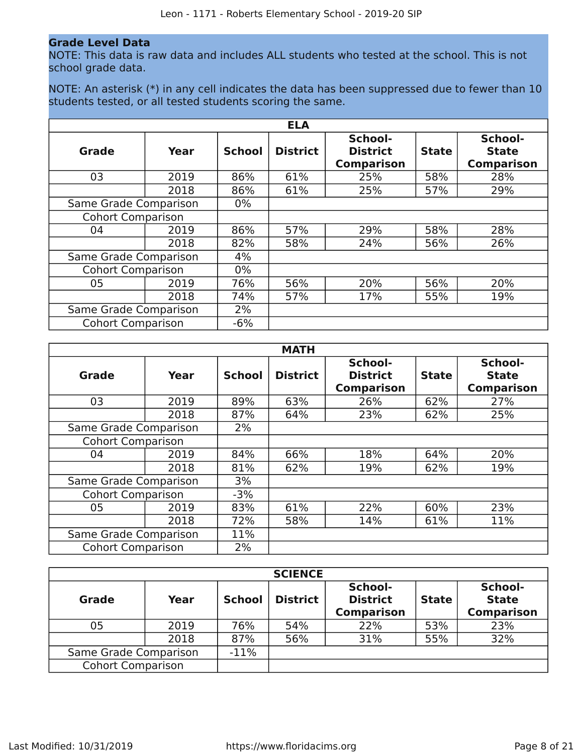## Grade Level Data

NOTE: This data is raw data and includes ALL students who tested at the school. This is not school grade data.

NOTE: An asterisk (*) in any cell indicates the data has been suppressed due to fewer than 10 students tested, or all tested students scoring the same.

| ELA | | | | | | |
|---|---|---|---|---|---|---|
| **Grade** | **Year** | **School** | **District** | **School-District Comparison** | **State** | **School-State Comparison** |
| 03 | 2019 | 86% | 61% | 25% | 58% | 28% |
| | 2018 | 86% | 61% | 25% | 57% | 29% |
| Same Grade Comparison | | 0% | | | | |
| Cohort Comparison | | | | | | |
| 04 | 2019 | 86% | 57% | 29% | 58% | 28% |
| | 2018 | 82% | 58% | 24% | 56% | 26% |
| Same Grade Comparison | | 4% | | | | |
| Cohort Comparison | | 0% | | | | |
| 05 | 2019 | 76% | 56% | 20% | 56% | 20% |
| | 2018 | 74% | 57% | 17% | 55% | 19% |
| Same Grade Comparison | | 2% | | | | |
| Cohort Comparison | | -6% | | | | |

| MATH | | | | | | |
|---|---|---|---|---|---|---|
| **Grade** | **Year** | **School** | **District** | **School-District Comparison** | **State** | **School-State Comparison** |
| 03 | 2019 | 89% | 63% | 26% | 62% | 27% |
| | 2018 | 87% | 64% | 23% | 62% | 25% |
| Same Grade Comparison | | 2% | | | | |
| Cohort Comparison | | | | | | |
| 04 | 2019 | 84% | 66% | 18% | 64% | 20% |
| | 2018 | 81% | 62% | 19% | 62% | 19% |
| Same Grade Comparison | | 3% | | | | |
| Cohort Comparison | | -3% | | | | |
| 05 | 2019 | 83% | 61% | 22% | 60% | 23% |
| | 2018 | 72% | 58% | 14% | 61% | 11% |
| Same Grade Comparison | | 11% | | | | |
| Cohort Comparison | | 2% | | | | |

| SCIENCE | | | | | | |
|---|---|---|---|---|---|---|
| **Grade** | **Year** | **School** | **District** | **School-District Comparison** | **State** | **School-State Comparison** |
| 05 | 2019 | 76% | 54% | 22% | 53% | 23% |
| | 2018 | 87% | 56% | 31% | 55% | 32% |
| Same Grade Comparison | | -11% | | | | |
| Cohort Comparison | | | | | | |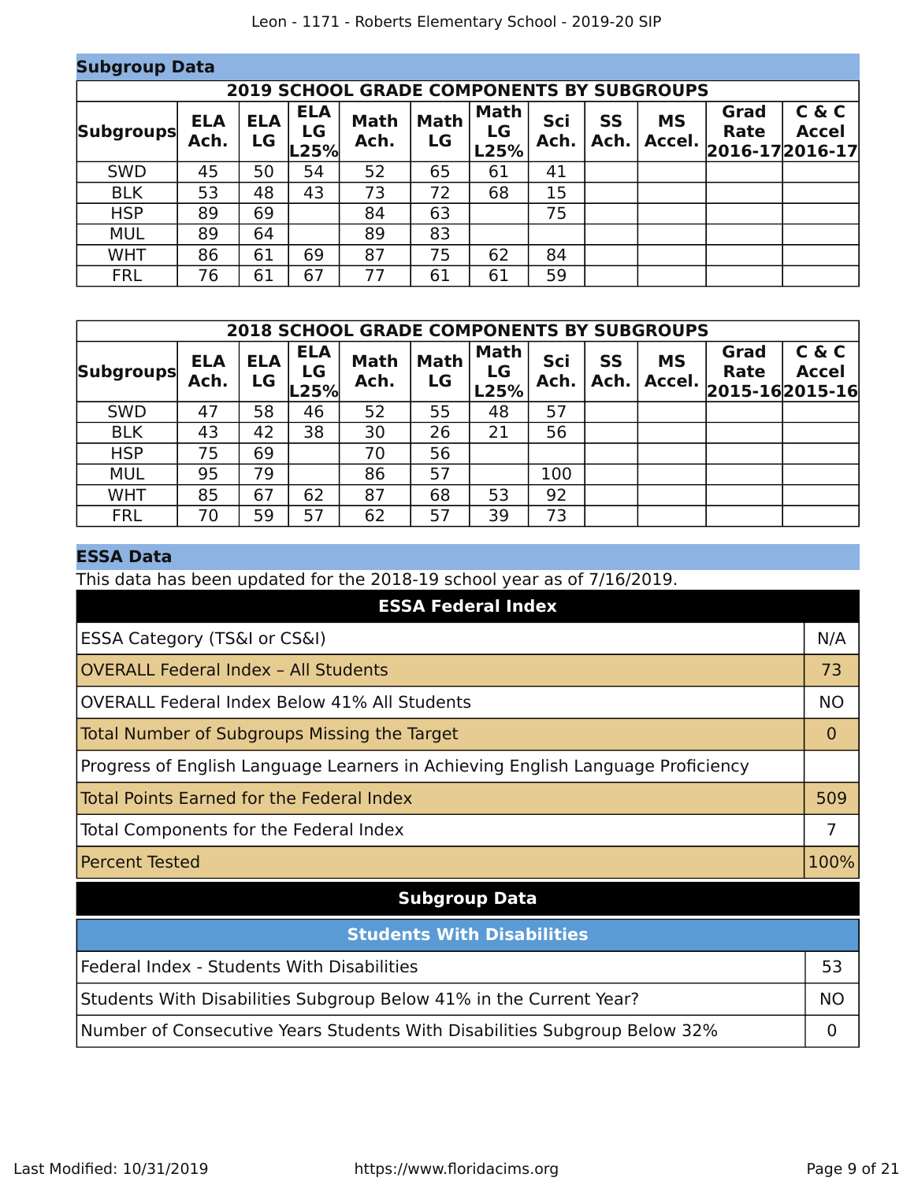## Subgroup Data

| 2019 SCHOOL GRADE COMPONENTS BY SUBGROUPS | | | | | | | | | | | |
|---|---|---|---|---|---|---|---|---|---|---|---|
| Subgroups | ELA Ach. | ELA LG | ELA LG L25% | Math Ach. | Math LG | Math LG L25% | Sci Ach. | SS Ach. | MS Accel. | Grad Rate 2016-17 | C & C Accel 2016-17 |
| SWD | 45 | 50 | 54 | 52 | 65 | 61 | 41 | | | | |
| BLK | 53 | 48 | 43 | 73 | 72 | 68 | 15 | | | | |
| HSP | 89 | 69 | | 84 | 63 | | 75 | | | | |
| MUL | 89 | 64 | | 89 | 83 | | | | | | |
| WHT | 86 | 61 | 69 | 87 | 75 | 62 | 84 | | | | |
| FRL | 76 | 61 | 67 | 77 | 61 | 61 | 59 | | | | |

| 2018 SCHOOL GRADE COMPONENTS BY SUBGROUPS | | | | | | | | | | | |
|---|---|---|---|---|---|---|---|---|---|---|---|
| Subgroups | ELA Ach. | ELA LG | ELA LG L25% | Math Ach. | Math LG | Math LG L25% | Sci Ach. | SS Ach. | MS Accel. | Grad Rate 2015-16 | C & C Accel 2015-16 |
| SWD | 47 | 58 | 46 | 52 | 55 | 48 | 57 | | | | |
| BLK | 43 | 42 | 38 | 30 | 26 | 21 | 56 | | | | |
| HSP | 75 | 69 | | 70 | 56 | | | | | | |
| MUL | 95 | 79 | | 86 | 57 | | 100 | | | | |
| WHT | 85 | 67 | 62 | 87 | 68 | 53 | 92 | | | | |
| FRL | 70 | 59 | 57 | 62 | 57 | 39 | 73 | | | | |

## ESSA Data

This data has been updated for the 2018-19 school year as of 7/16/2019.

| ESSA Federal Index | |
|---|---|
| ESSA Category (TS&I or CS&I) | N/A |
| OVERALL Federal Index – All Students | 73 |
| OVERALL Federal Index Below 41% All Students | NO |
| Total Number of Subgroups Missing the Target | 0 |
| Progress of English Language Learners in Achieving English Language Proficiency | |
| Total Points Earned for the Federal Index | 509 |
| Total Components for the Federal Index | 7 |
| Percent Tested | 100% |

### Subgroup Data

| Students With Disabilities | |
|---|---|
| Federal Index - Students With Disabilities | 53 |
| Students With Disabilities Subgroup Below 41% in the Current Year? | NO |
| Number of Consecutive Years Students With Disabilities Subgroup Below 32% | 0 |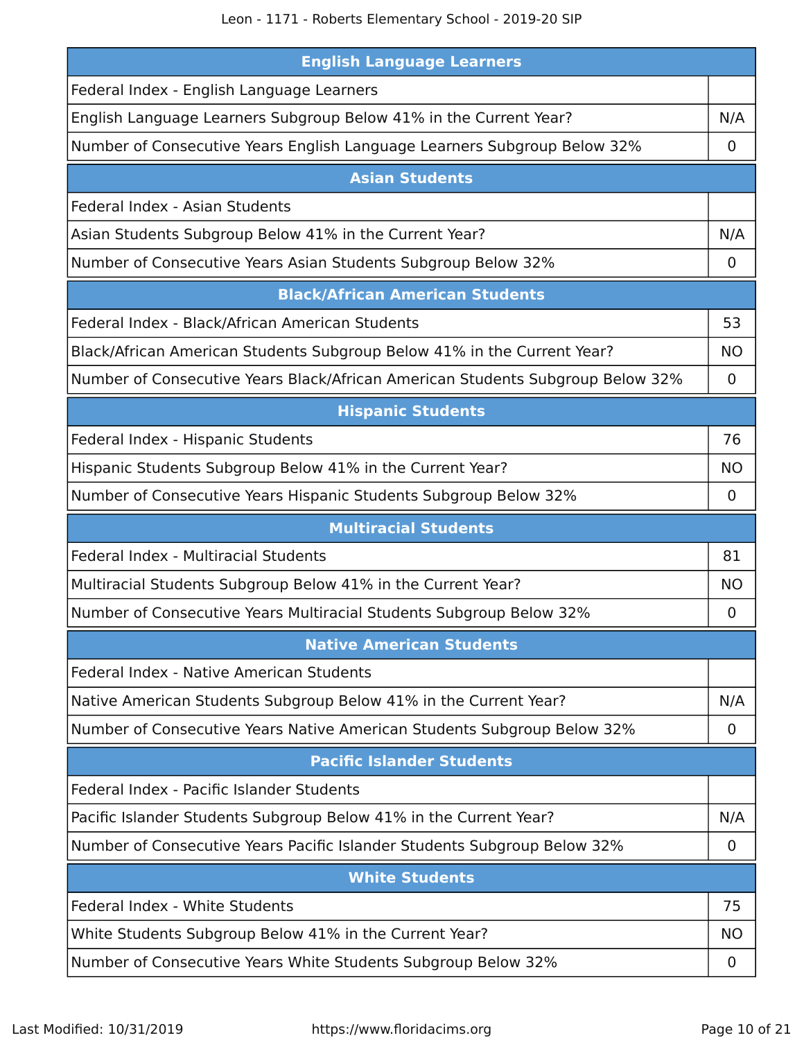| English Language Learners | |
|---|---|
| Federal Index - English Language Learners | |
| English Language Learners Subgroup Below 41% in the Current Year? | N/A |
| Number of Consecutive Years English Language Learners Subgroup Below 32% | 0 |

| Asian Students | |
|---|---|
| Federal Index - Asian Students | |
| Asian Students Subgroup Below 41% in the Current Year? | N/A |
| Number of Consecutive Years Asian Students Subgroup Below 32% | 0 |

| Black/African American Students | |
|---|---|
| Federal Index - Black/African American Students | 53 |
| Black/African American Students Subgroup Below 41% in the Current Year? | NO |
| Number of Consecutive Years Black/African American Students Subgroup Below 32% | 0 |

| Hispanic Students | |
|---|---|
| Federal Index - Hispanic Students | 76 |
| Hispanic Students Subgroup Below 41% in the Current Year? | NO |
| Number of Consecutive Years Hispanic Students Subgroup Below 32% | 0 |

| Multiracial Students | |
|---|---|
| Federal Index - Multiracial Students | 81 |
| Multiracial Students Subgroup Below 41% in the Current Year? | NO |
| Number of Consecutive Years Multiracial Students Subgroup Below 32% | 0 |

| Native American Students | |
|---|---|
| Federal Index - Native American Students | |
| Native American Students Subgroup Below 41% in the Current Year? | N/A |
| Number of Consecutive Years Native American Students Subgroup Below 32% | 0 |

| Pacific Islander Students | |
|---|---|
| Federal Index - Pacific Islander Students | |
| Pacific Islander Students Subgroup Below 41% in the Current Year? | N/A |
| Number of Consecutive Years Pacific Islander Students Subgroup Below 32% | 0 |

| White Students | |
|---|---|
| Federal Index - White Students | 75 |
| White Students Subgroup Below 41% in the Current Year? | NO |
| Number of Consecutive Years White Students Subgroup Below 32% | 0 |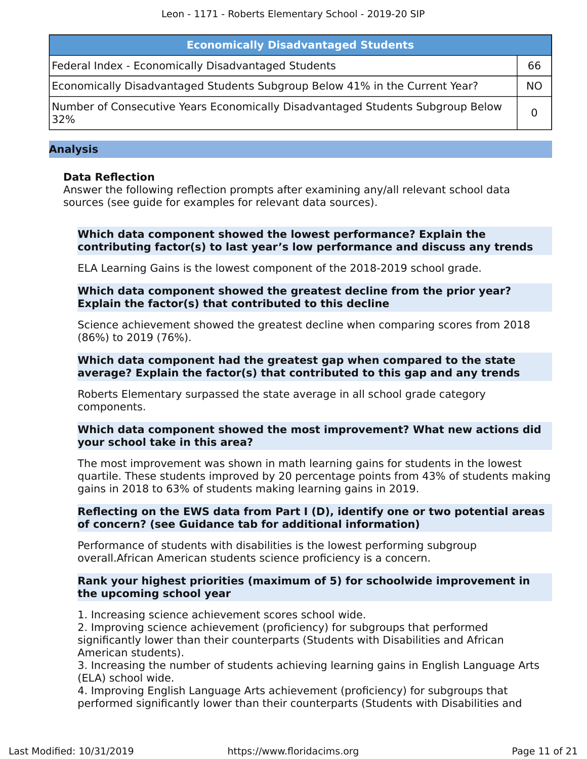| Economically Disadvantaged Students | |
|---|---|
| Federal Index - Economically Disadvantaged Students | 66 |
| Economically Disadvantaged Students Subgroup Below 41% in the Current Year? | NO |
| Number of Consecutive Years Economically Disadvantaged Students Subgroup Below 32% | 0 |

## Analysis

### Data Reflection

Answer the following reflection prompts after examining any/all relevant school data sources (see guide for examples for relevant data sources).

**Which data component showed the lowest performance? Explain the contributing factor(s) to last year's low performance and discuss any trends**

ELA Learning Gains is the lowest component of the 2018-2019 school grade.

**Which data component showed the greatest decline from the prior year? Explain the factor(s) that contributed to this decline**

Science achievement showed the greatest decline when comparing scores from 2018 (86%) to 2019 (76%).

**Which data component had the greatest gap when compared to the state average? Explain the factor(s) that contributed to this gap and any trends**

Roberts Elementary surpassed the state average in all school grade category components.

**Which data component showed the most improvement? What new actions did your school take in this area?**

The most improvement was shown in math learning gains for students in the lowest quartile. These students improved by 20 percentage points from 43% of students making gains in 2018 to 63% of students making learning gains in 2019.

**Reflecting on the EWS data from Part I (D), identify one or two potential areas of concern? (see Guidance tab for additional information)**

Performance of students with disabilities is the lowest performing subgroup overall.African American students science proficiency is a concern.

**Rank your highest priorities (maximum of 5) for schoolwide improvement in the upcoming school year**

1. Increasing science achievement scores school wide.
2. Improving science achievement (proficiency) for subgroups that performed significantly lower than their counterparts (Students with Disabilities and African American students).
3. Increasing the number of students achieving learning gains in English Language Arts (ELA) school wide.
4. Improving English Language Arts achievement (proficiency) for subgroups that performed significantly lower than their counterparts (Students with Disabilities and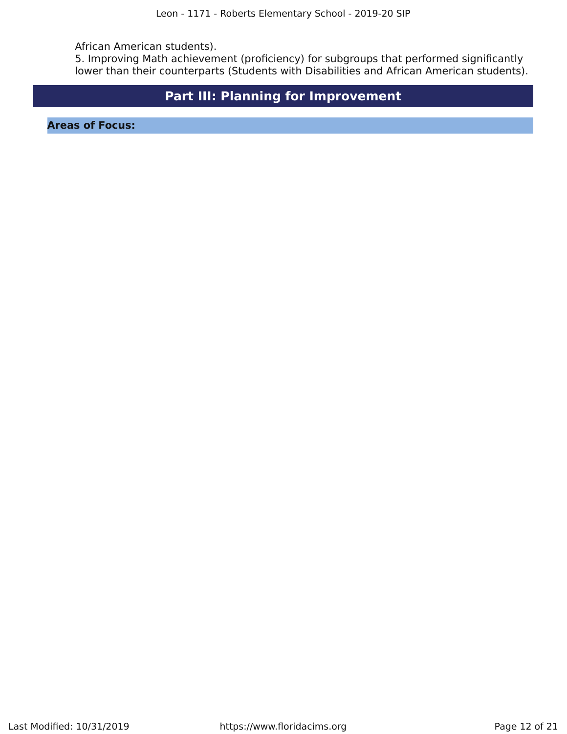African American students).
5. Improving Math achievement (proficiency) for subgroups that performed significantly lower than their counterparts (Students with Disabilities and African American students).

# Part III: Planning for Improvement

**Areas of Focus:**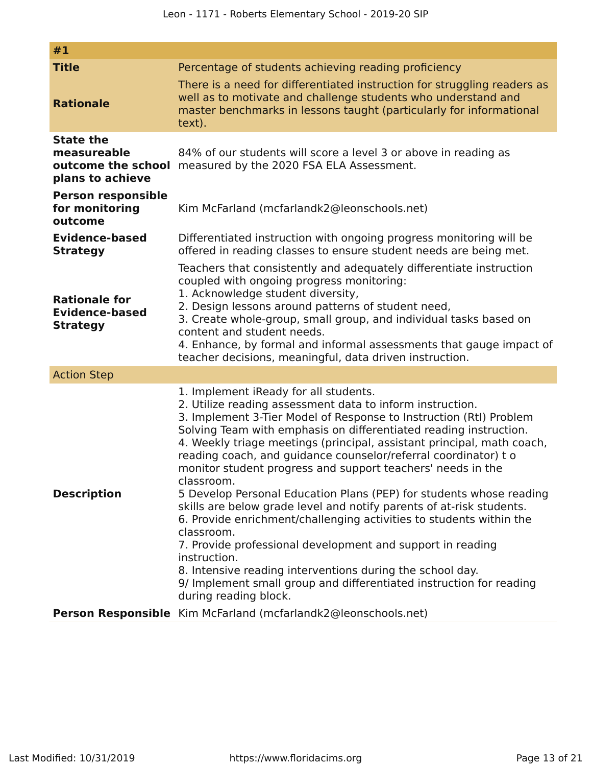| #1 | |
|---|---|
| **Title** | Percentage of students achieving reading proficiency |
| **Rationale** | There is a need for differentiated instruction for struggling readers as well as to motivate and challenge students who understand and master benchmarks in lessons taught (particularly for informational text). |
| **State the measureable outcome the school plans to achieve** | 84% of our students will score a level 3 or above in reading as measured by the 2020 FSA ELA Assessment. |
| **Person responsible for monitoring outcome** | Kim McFarland (mcfarlandk2@leonschools.net) |
| **Evidence-based Strategy** | Differentiated instruction with ongoing progress monitoring will be offered in reading classes to ensure student needs are being met. |
| **Rationale for Evidence-based Strategy** | Teachers that consistently and adequately differentiate instruction coupled with ongoing progress monitoring:<br>1. Acknowledge student diversity,<br>2. Design lessons around patterns of student need,<br>3. Create whole-group, small group, and individual tasks based on content and student needs.<br>4. Enhance, by formal and informal assessments that gauge impact of teacher decisions, meaningful, data driven instruction. |
| Action Step | |
| **Description** | 1. Implement iReady for all students.<br>2. Utilize reading assessment data to inform instruction.<br>3. Implement 3-Tier Model of Response to Instruction (RtI) Problem Solving Team with emphasis on differentiated reading instruction.<br>4. Weekly triage meetings (principal, assistant principal, math coach, reading coach, and guidance counselor/referral coordinator) t o monitor student progress and support teachers' needs in the classroom.<br>5 Develop Personal Education Plans (PEP) for students whose reading skills are below grade level and notify parents of at-risk students.<br>6. Provide enrichment/challenging activities to students within the classroom.<br>7. Provide professional development and support in reading instruction.<br>8. Intensive reading interventions during the school day.<br>9/ Implement small group and differentiated instruction for reading during reading block. |
| **Person Responsible** | Kim McFarland (mcfarlandk2@leonschools.net) |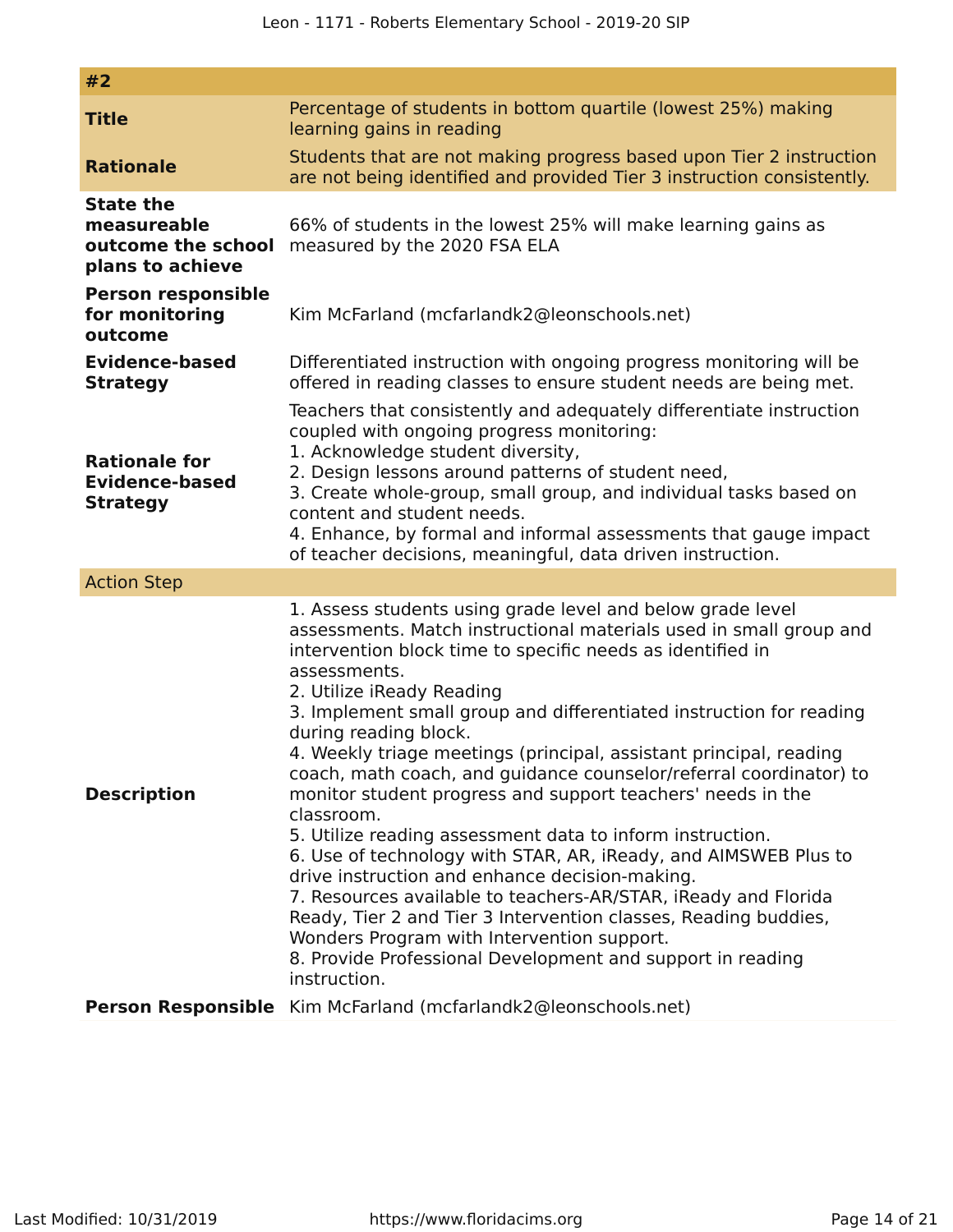| #2 | |
|---|---|
| **Title** | Percentage of students in bottom quartile (lowest 25%) making learning gains in reading |
| **Rationale** | Students that are not making progress based upon Tier 2 instruction are not being identified and provided Tier 3 instruction consistently. |
| **State the measureable outcome the school plans to achieve** | 66% of students in the lowest 25% will make learning gains as measured by the 2020 FSA ELA |
| **Person responsible for monitoring outcome** | Kim McFarland (mcfarlandk2@leonschools.net) |
| **Evidence-based Strategy** | Differentiated instruction with ongoing progress monitoring will be offered in reading classes to ensure student needs are being met. |
| **Rationale for Evidence-based Strategy** | Teachers that consistently and adequately differentiate instruction coupled with ongoing progress monitoring:<br>1. Acknowledge student diversity,<br>2. Design lessons around patterns of student need,<br>3. Create whole-group, small group, and individual tasks based on content and student needs.<br>4. Enhance, by formal and informal assessments that gauge impact of teacher decisions, meaningful, data driven instruction. |
| Action Step | |
| **Description** | 1. Assess students using grade level and below grade level assessments. Match instructional materials used in small group and intervention block time to specific needs as identified in assessments.<br>2. Utilize iReady Reading<br>3. Implement small group and differentiated instruction for reading during reading block.<br>4. Weekly triage meetings (principal, assistant principal, reading coach, math coach, and guidance counselor/referral coordinator) to monitor student progress and support teachers' needs in the classroom.<br>5. Utilize reading assessment data to inform instruction.<br>6. Use of technology with STAR, AR, iReady, and AIMSWEB Plus to drive instruction and enhance decision-making.<br>7. Resources available to teachers-AR/STAR, iReady and Florida Ready, Tier 2 and Tier 3 Intervention classes, Reading buddies, Wonders Program with Intervention support.<br>8. Provide Professional Development and support in reading instruction. |
| **Person Responsible** | Kim McFarland (mcfarlandk2@leonschools.net) |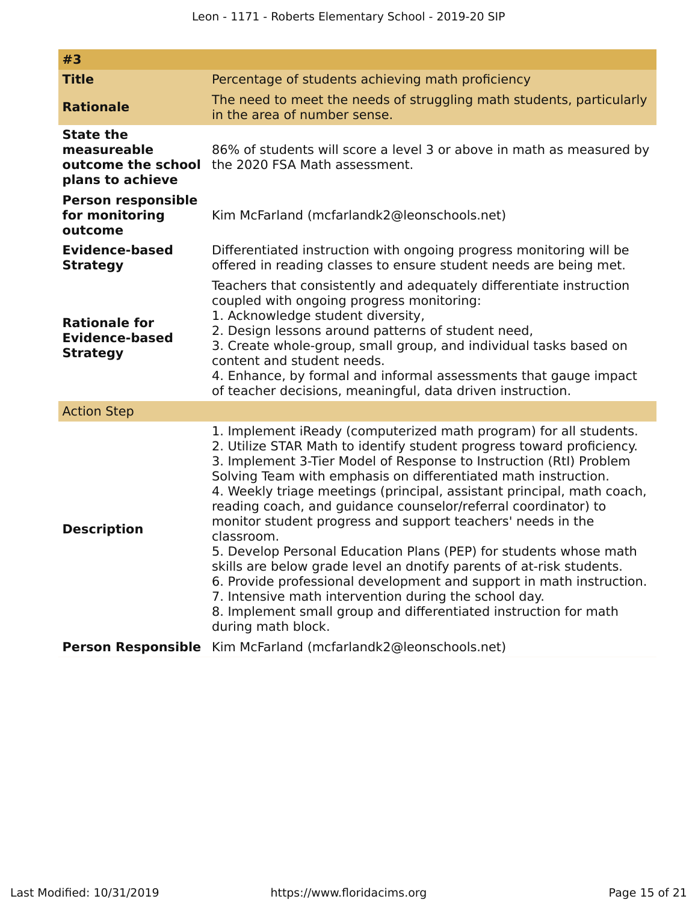| #3 | |
| --- | --- |
| **Title** | Percentage of students achieving math proficiency |
| **Rationale** | The need to meet the needs of struggling math students, particularly in the area of number sense. |
| **State the measureable outcome the school plans to achieve** | 86% of students will score a level 3 or above in math as measured by the 2020 FSA Math assessment. |
| **Person responsible for monitoring outcome** | Kim McFarland (mcfarlandk2@leonschools.net) |
| **Evidence-based Strategy** | Differentiated instruction with ongoing progress monitoring will be offered in reading classes to ensure student needs are being met. |
| **Rationale for Evidence-based Strategy** | Teachers that consistently and adequately differentiate instruction coupled with ongoing progress monitoring:<br>1. Acknowledge student diversity,<br>2. Design lessons around patterns of student need,<br>3. Create whole-group, small group, and individual tasks based on content and student needs.<br>4. Enhance, by formal and informal assessments that gauge impact of teacher decisions, meaningful, data driven instruction. |
| Action Step | |
| **Description** | 1. Implement iReady (computerized math program) for all students.<br>2. Utilize STAR Math to identify student progress toward proficiency.<br>3. Implement 3-Tier Model of Response to Instruction (RtI) Problem Solving Team with emphasis on differentiated math instruction.<br>4. Weekly triage meetings (principal, assistant principal, math coach, reading coach, and guidance counselor/referral coordinator) to monitor student progress and support teachers' needs in the classroom.<br>5. Develop Personal Education Plans (PEP) for students whose math skills are below grade level an dnotify parents of at-risk students.<br>6. Provide professional development and support in math instruction.<br>7. Intensive math intervention during the school day.<br>8. Implement small group and differentiated instruction for math during math block. |
| **Person Responsible** | Kim McFarland (mcfarlandk2@leonschools.net) |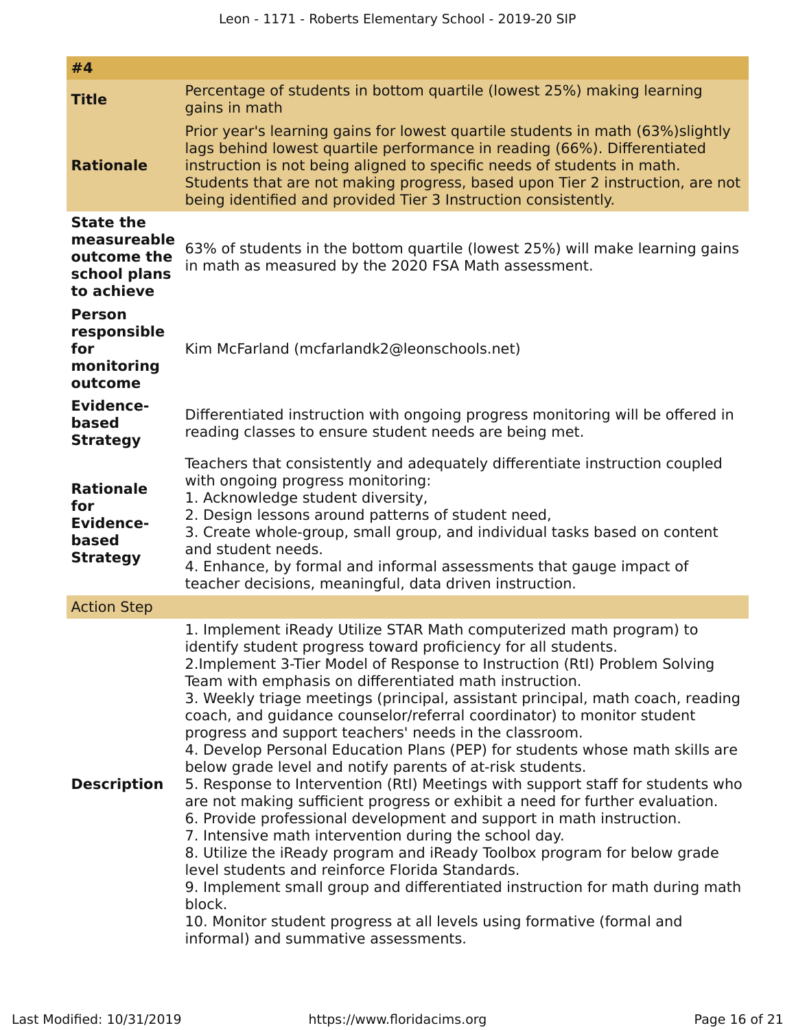| #4 | |
|---|---|
| **Title** | Percentage of students in bottom quartile (lowest 25%) making learning gains in math |
| **Rationale** | Prior year's learning gains for lowest quartile students in math (63%)slightly lags behind lowest quartile performance in reading (66%). Differentiated instruction is not being aligned to specific needs of students in math. Students that are not making progress, based upon Tier 2 instruction, are not being identified and provided Tier 3 Instruction consistently. |
| **State the measureable outcome the school plans to achieve** | 63% of students in the bottom quartile (lowest 25%) will make learning gains in math as measured by the 2020 FSA Math assessment. |
| **Person responsible for monitoring outcome** | Kim McFarland (mcfarlandk2@leonschools.net) |
| **Evidence-based Strategy** | Differentiated instruction with ongoing progress monitoring will be offered in reading classes to ensure student needs are being met. |
| **Rationale for Evidence-based Strategy** | Teachers that consistently and adequately differentiate instruction coupled with ongoing progress monitoring:<br>1. Acknowledge student diversity,<br>2. Design lessons around patterns of student need,<br>3. Create whole-group, small group, and individual tasks based on content and student needs.<br>4. Enhance, by formal and informal assessments that gauge impact of teacher decisions, meaningful, data driven instruction. |
| Action Step | |
| **Description** | 1. Implement iReady Utilize STAR Math computerized math program) to identify student progress toward proficiency for all students.<br>2.Implement 3-Tier Model of Response to Instruction (RtI) Problem Solving Team with emphasis on differentiated math instruction.<br>3. Weekly triage meetings (principal, assistant principal, math coach, reading coach, and guidance counselor/referral coordinator) to monitor student progress and support teachers' needs in the classroom.<br>4. Develop Personal Education Plans (PEP) for students whose math skills are below grade level and notify parents of at-risk students.<br>5. Response to Intervention (RtI) Meetings with support staff for students who are not making sufficient progress or exhibit a need for further evaluation.<br>6. Provide professional development and support in math instruction.<br>7. Intensive math intervention during the school day.<br>8. Utilize the iReady program and iReady Toolbox program for below grade level students and reinforce Florida Standards.<br>9. Implement small group and differentiated instruction for math during math block.<br>10. Monitor student progress at all levels using formative (formal and informal) and summative assessments. |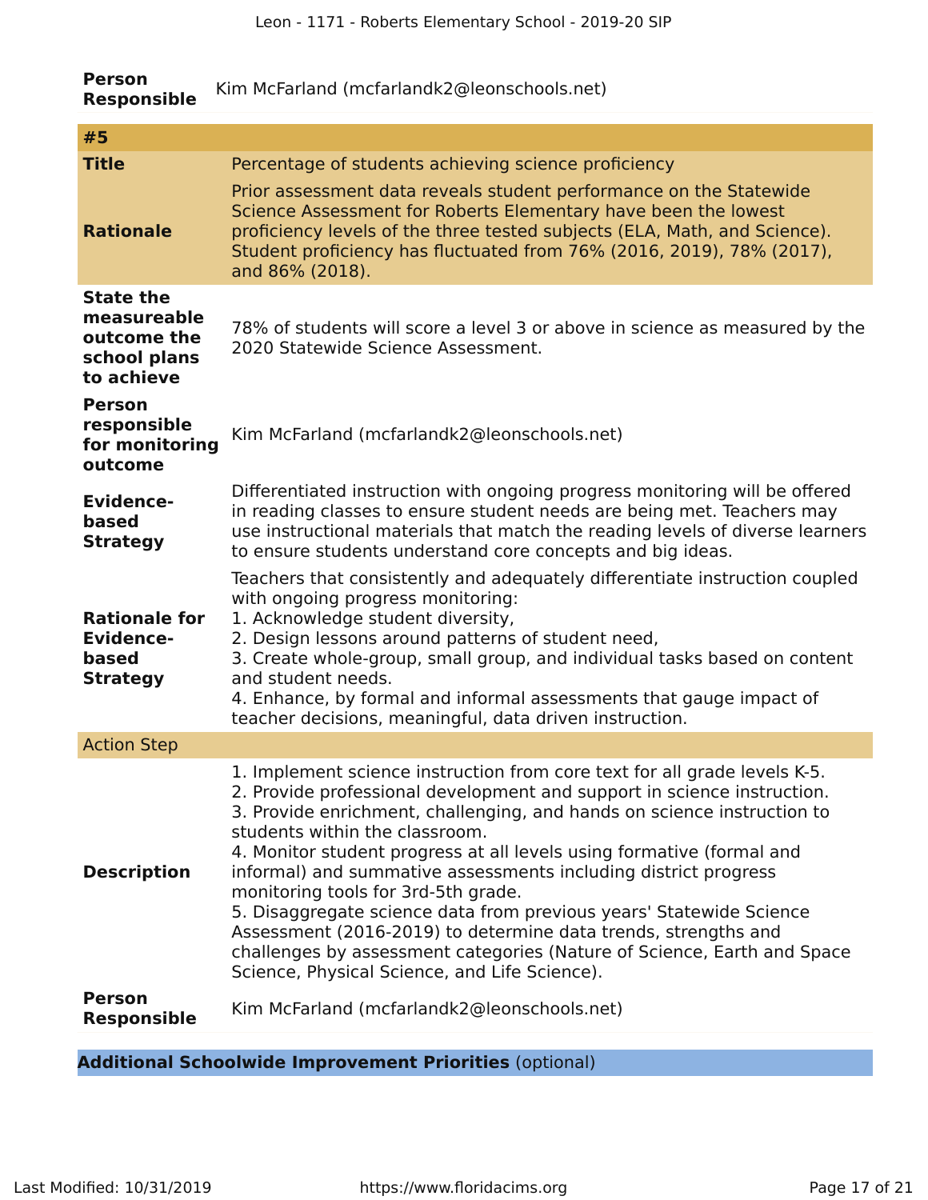| | |
|---|---|
| **Person Responsible** | Kim McFarland (mcfarlandk2@leonschools.net) |

| **#5** | |
|---|---|
| **Title** | Percentage of students achieving science proficiency |
| **Rationale** | Prior assessment data reveals student performance on the Statewide Science Assessment for Roberts Elementary have been the lowest proficiency levels of the three tested subjects (ELA, Math, and Science). Student proficiency has fluctuated from 76% (2016, 2019), 78% (2017), and 86% (2018). |
| **State the measureable outcome the school plans to achieve** | 78% of students will score a level 3 or above in science as measured by the 2020 Statewide Science Assessment. |
| **Person responsible for monitoring outcome** | Kim McFarland (mcfarlandk2@leonschools.net) |
| **Evidence-based Strategy** | Differentiated instruction with ongoing progress monitoring will be offered in reading classes to ensure student needs are being met. Teachers may use instructional materials that match the reading levels of diverse learners to ensure students understand core concepts and big ideas. |
| **Rationale for Evidence-based Strategy** | Teachers that consistently and adequately differentiate instruction coupled with ongoing progress monitoring:<br>1. Acknowledge student diversity,<br>2. Design lessons around patterns of student need,<br>3. Create whole-group, small group, and individual tasks based on content and student needs.<br>4. Enhance, by formal and informal assessments that gauge impact of teacher decisions, meaningful, data driven instruction. |
| Action Step | |
| **Description** | 1. Implement science instruction from core text for all grade levels K-5.<br>2. Provide professional development and support in science instruction.<br>3. Provide enrichment, challenging, and hands on science instruction to students within the classroom.<br>4. Monitor student progress at all levels using formative (formal and informal) and summative assessments including district progress monitoring tools for 3rd-5th grade.<br>5. Disaggregate science data from previous years' Statewide Science Assessment (2016-2019) to determine data trends, strengths and challenges by assessment categories (Nature of Science, Earth and Space Science, Physical Science, and Life Science). |
| **Person Responsible** | Kim McFarland (mcfarlandk2@leonschools.net) |

## **Additional Schoolwide Improvement Priorities** (optional)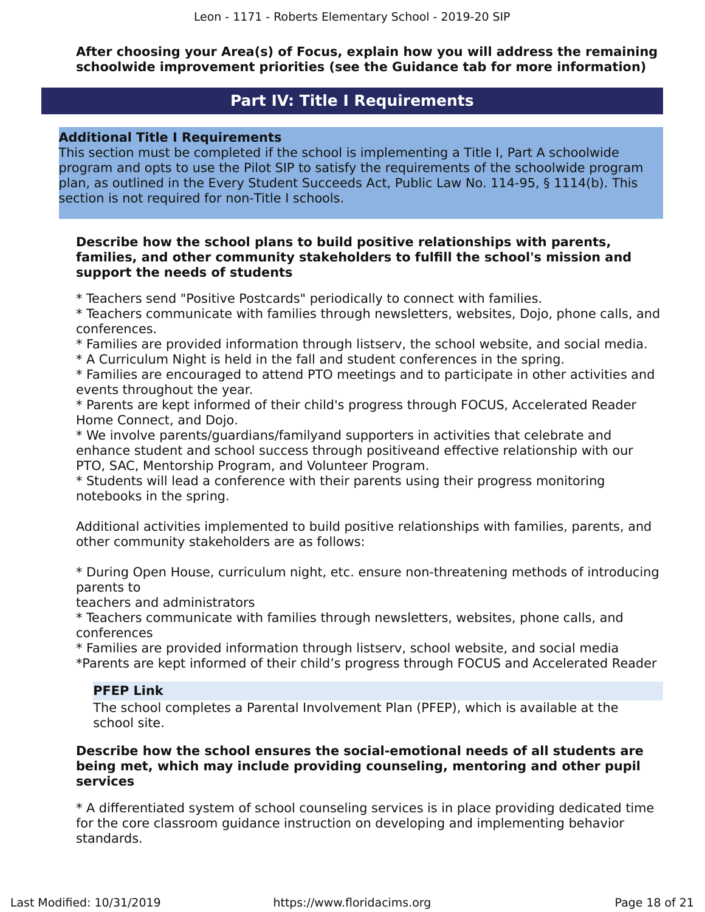**After choosing your Area(s) of Focus, explain how you will address the remaining schoolwide improvement priorities (see the Guidance tab for more information)**

## Part IV: Title I Requirements

### Additional Title I Requirements

This section must be completed if the school is implementing a Title I, Part A schoolwide program and opts to use the Pilot SIP to satisfy the requirements of the schoolwide program plan, as outlined in the Every Student Succeeds Act, Public Law No. 114-95, § 1114(b). This section is not required for non-Title I schools.

**Describe how the school plans to build positive relationships with parents, families, and other community stakeholders to fulfill the school's mission and support the needs of students**

* Teachers send "Positive Postcards" periodically to connect with families.
* Teachers communicate with families through newsletters, websites, Dojo, phone calls, and conferences.
* Families are provided information through listserv, the school website, and social media.
* A Curriculum Night is held in the fall and student conferences in the spring.
* Families are encouraged to attend PTO meetings and to participate in other activities and events throughout the year.
* Parents are kept informed of their child's progress through FOCUS, Accelerated Reader Home Connect, and Dojo.
* We involve parents/guardians/familyand supporters in activities that celebrate and enhance student and school success through positiveand effective relationship with our PTO, SAC, Mentorship Program, and Volunteer Program.
* Students will lead a conference with their parents using their progress monitoring notebooks in the spring.

Additional activities implemented to build positive relationships with families, parents, and other community stakeholders are as follows:

* During Open House, curriculum night, etc. ensure non-threatening methods of introducing parents to
teachers and administrators
* Teachers communicate with families through newsletters, websites, phone calls, and conferences
* Families are provided information through listserv, school website, and social media
*Parents are kept informed of their child's progress through FOCUS and Accelerated Reader

**PFEP Link**

The school completes a Parental Involvement Plan (PFEP), which is available at the school site.

**Describe how the school ensures the social-emotional needs of all students are being met, which may include providing counseling, mentoring and other pupil services**

* A differentiated system of school counseling services is in place providing dedicated time for the core classroom guidance instruction on developing and implementing behavior standards.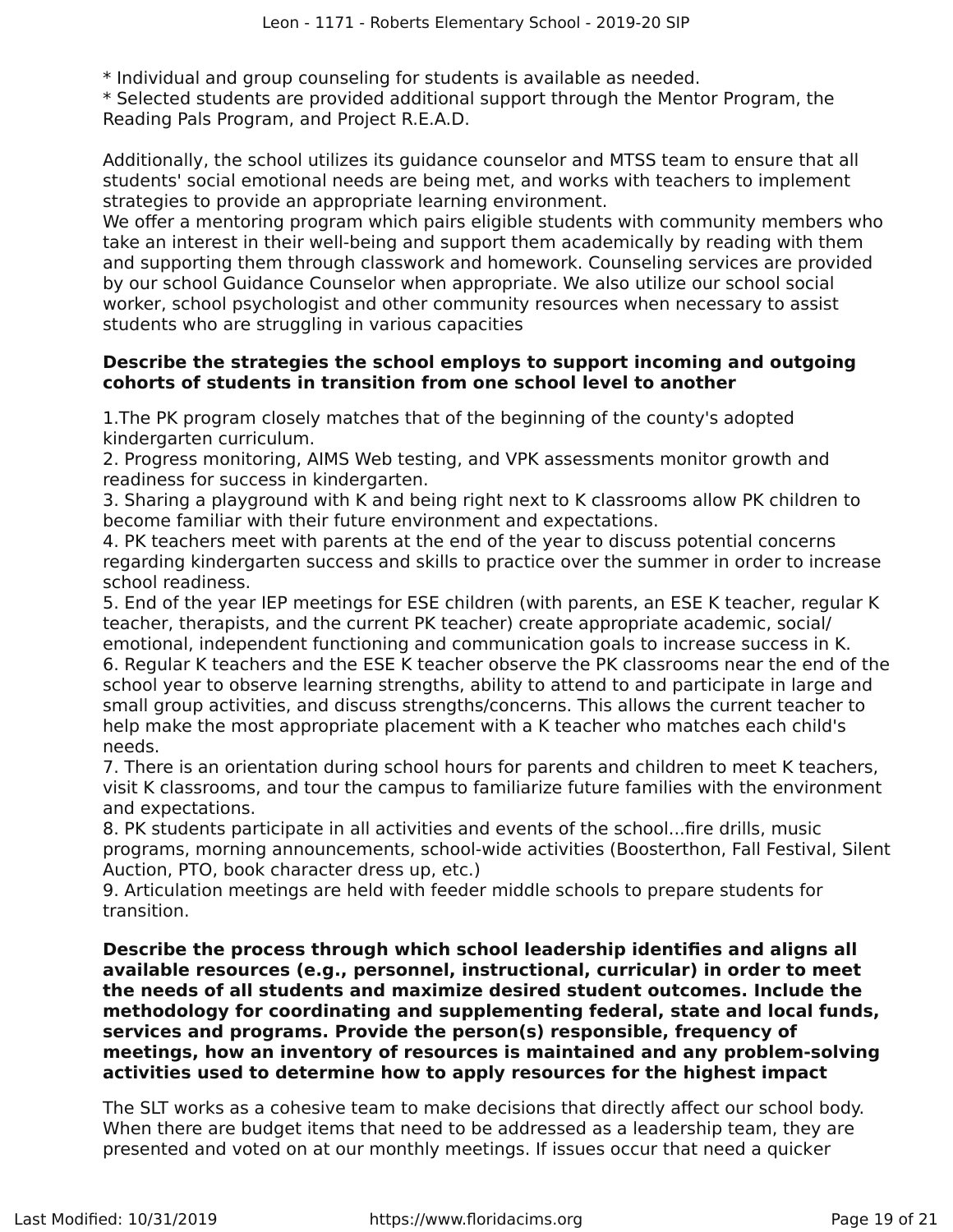* Individual and group counseling for students is available as needed.
* Selected students are provided additional support through the Mentor Program, the Reading Pals Program, and Project R.E.A.D.

Additionally, the school utilizes its guidance counselor and MTSS team to ensure that all students' social emotional needs are being met, and works with teachers to implement strategies to provide an appropriate learning environment.
We offer a mentoring program which pairs eligible students with community members who take an interest in their well-being and support them academically by reading with them and supporting them through classwork and homework. Counseling services are provided by our school Guidance Counselor when appropriate. We also utilize our school social worker, school psychologist and other community resources when necessary to assist students who are struggling in various capacities

**Describe the strategies the school employs to support incoming and outgoing cohorts of students in transition from one school level to another**

1.The PK program closely matches that of the beginning of the county's adopted kindergarten curriculum.
2. Progress monitoring, AIMS Web testing, and VPK assessments monitor growth and readiness for success in kindergarten.
3. Sharing a playground with K and being right next to K classrooms allow PK children to become familiar with their future environment and expectations.
4. PK teachers meet with parents at the end of the year to discuss potential concerns regarding kindergarten success and skills to practice over the summer in order to increase school readiness.
5. End of the year IEP meetings for ESE children (with parents, an ESE K teacher, regular K teacher, therapists, and the current PK teacher) create appropriate academic, social/emotional, independent functioning and communication goals to increase success in K.
6. Regular K teachers and the ESE K teacher observe the PK classrooms near the end of the school year to observe learning strengths, ability to attend to and participate in large and small group activities, and discuss strengths/concerns. This allows the current teacher to help make the most appropriate placement with a K teacher who matches each child's needs.
7. There is an orientation during school hours for parents and children to meet K teachers, visit K classrooms, and tour the campus to familiarize future families with the environment and expectations.
8. PK students participate in all activities and events of the school...fire drills, music programs, morning announcements, school-wide activities (Boosterthon, Fall Festival, Silent Auction, PTO, book character dress up, etc.)
9. Articulation meetings are held with feeder middle schools to prepare students for transition.

**Describe the process through which school leadership identifies and aligns all available resources (e.g., personnel, instructional, curricular) in order to meet the needs of all students and maximize desired student outcomes. Include the methodology for coordinating and supplementing federal, state and local funds, services and programs. Provide the person(s) responsible, frequency of meetings, how an inventory of resources is maintained and any problem-solving activities used to determine how to apply resources for the highest impact**

The SLT works as a cohesive team to make decisions that directly affect our school body. When there are budget items that need to be addressed as a leadership team, they are presented and voted on at our monthly meetings. If issues occur that need a quicker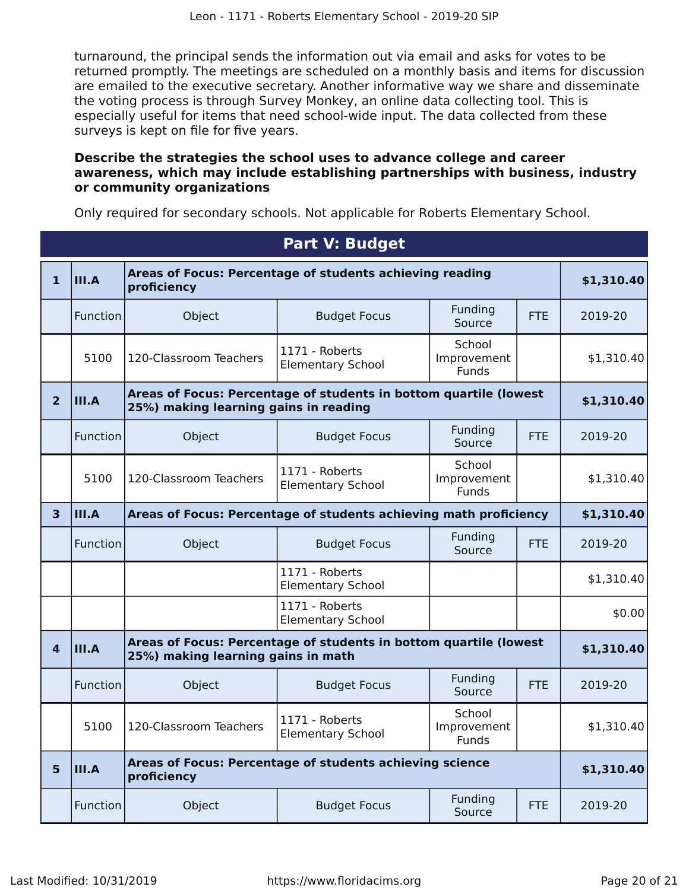turnaround, the principal sends the information out via email and asks for votes to be returned promptly. The meetings are scheduled on a monthly basis and items for discussion are emailed to the executive secretary. Another informative way we share and disseminate the voting process is through Survey Monkey, an online data collecting tool. This is especially useful for items that need school-wide input. The data collected from these surveys is kept on file for five years.

**Describe the strategies the school uses to advance college and career awareness, which may include establishing partnerships with business, industry or community organizations**

Only required for secondary schools. Not applicable for Roberts Elementary School.

## Part V: Budget

| | | | | | | |
|---|---|---|---|---|---|---|
| **1** | **III.A** | **Areas of Focus: Percentage of students achieving reading proficiency** | | | | **$1,310.40** |
| | Function | Object | Budget Focus | Funding Source | FTE | 2019-20 |
| | 5100 | 120-Classroom Teachers | 1171 - Roberts Elementary School | School Improvement Funds | | $1,310.40 |
| **2** | **III.A** | **Areas of Focus: Percentage of students in bottom quartile (lowest 25%) making learning gains in reading** | | | | **$1,310.40** |
| | Function | Object | Budget Focus | Funding Source | FTE | 2019-20 |
| | 5100 | 120-Classroom Teachers | 1171 - Roberts Elementary School | School Improvement Funds | | $1,310.40 |
| **3** | **III.A** | **Areas of Focus: Percentage of students achieving math proficiency** | | | | **$1,310.40** |
| | Function | Object | Budget Focus | Funding Source | FTE | 2019-20 |
| | | | 1171 - Roberts Elementary School | | | $1,310.40 |
| | | | 1171 - Roberts Elementary School | | | $0.00 |
| **4** | **III.A** | **Areas of Focus: Percentage of students in bottom quartile (lowest 25%) making learning gains in math** | | | | **$1,310.40** |
| | Function | Object | Budget Focus | Funding Source | FTE | 2019-20 |
| | 5100 | 120-Classroom Teachers | 1171 - Roberts Elementary School | School Improvement Funds | | $1,310.40 |
| **5** | **III.A** | **Areas of Focus: Percentage of students achieving science proficiency** | | | | **$1,310.40** |
| | Function | Object | Budget Focus | Funding Source | FTE | 2019-20 |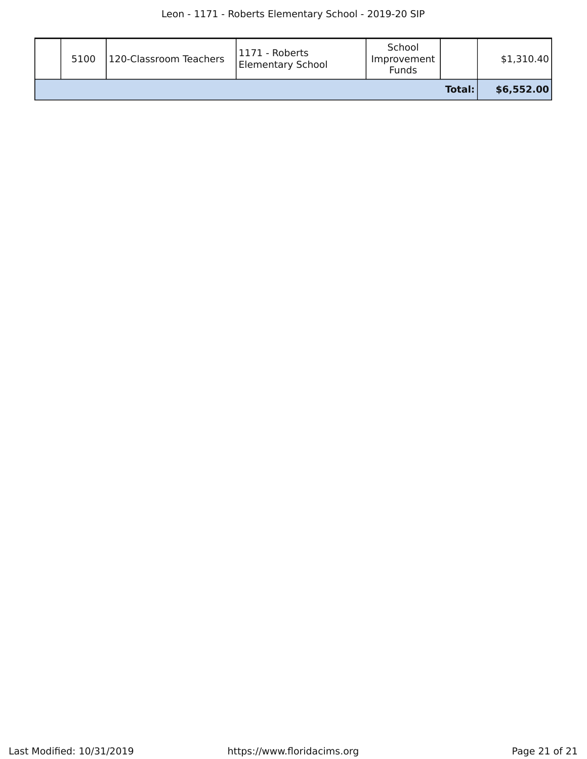| | | | | | | |
|---|---|---|---|---|---|---|
| | 5100 | 120-Classroom Teachers | 1171 - Roberts Elementary School | School Improvement Funds | | $1,310.40 |
| | | | | | **Total:** | **$6,552.00** |